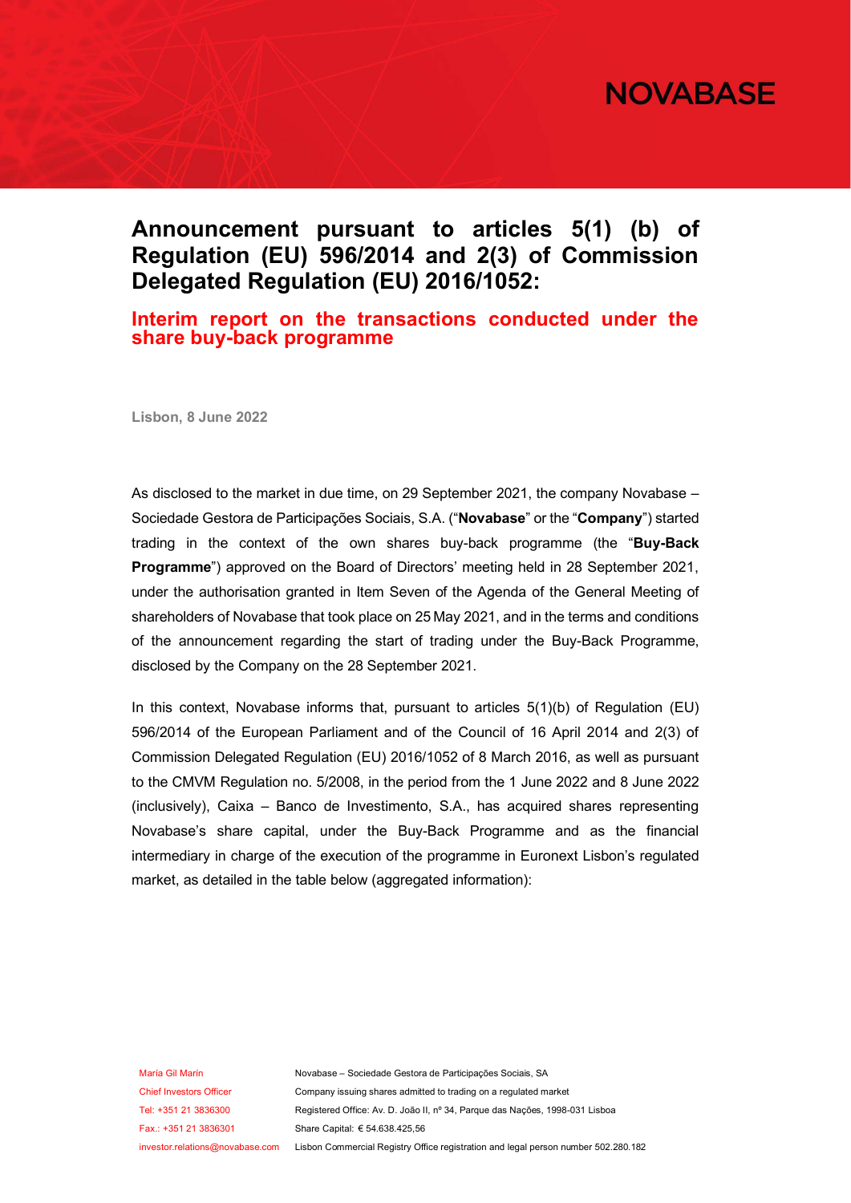# Announcement pursuant to articles 5(1) (b) of Regulation (EU) 596/2014 and 2(3) of Commission Delegated Regulation (EU) 2016/1052:

## Interim report on the transactions conducted under the share buy-back programme

**Lisbon, 8 June 2022**

As disclosed to the market in due time, on 29 September 2021, the company Novabase – Sociedade Gestora de Participações Sociais, S.A. ("**Novabase**" or the "**Company**") started trading in the context of the own shares buy-back programme (the "**Buy-Back Programme**") approved on the Board of Directors' meeting held in 28 September 2021, under the authorisation granted in Item Seven of the Agenda of the General Meeting of shareholders of Novabase that took place on 25 May 2021, and in the terms and conditions of the announcement regarding the start of trading under the Buy-Back Programme, disclosed by the Company on the 28 September 2021.

In this context, Novabase informs that, pursuant to articles 5(1)(b) of Regulation (EU) 596/2014 of the European Parliament and of the Council of 16 April 2014 and 2(3) of Commission Delegated Regulation (EU) 2016/1052 of 8 March 2016, as well as pursuant to the CMVM Regulation no. 5/2008, in the period from the 1 June 2022 and 8 June 2022 (inclusively), Caixa – Banco de Investimento, S.A., has acquired shares representing Novabase's share capital, under the Buy-Back Programme and as the financial intermediary in charge of the execution of the programme in Euronext Lisbon's regulated market, as detailed in the table below (aggregated information):

Maria Gil Marín
Chief Investors Officer
Tel: +351 21 3836300
Fax.: +351 21 3836301
investor.relations@novabase.com

Novabase – Sociedade Gestora de Participações Sociais, SA
Company issuing shares admitted to trading on a regulated market
Registered Office: Av. D. João II, nº 34, Parque das Nações, 1998-031 Lisboa
Share Capital: € 54.638.425,56
Lisbon Commercial Registry Office registration and legal person number 502.280.182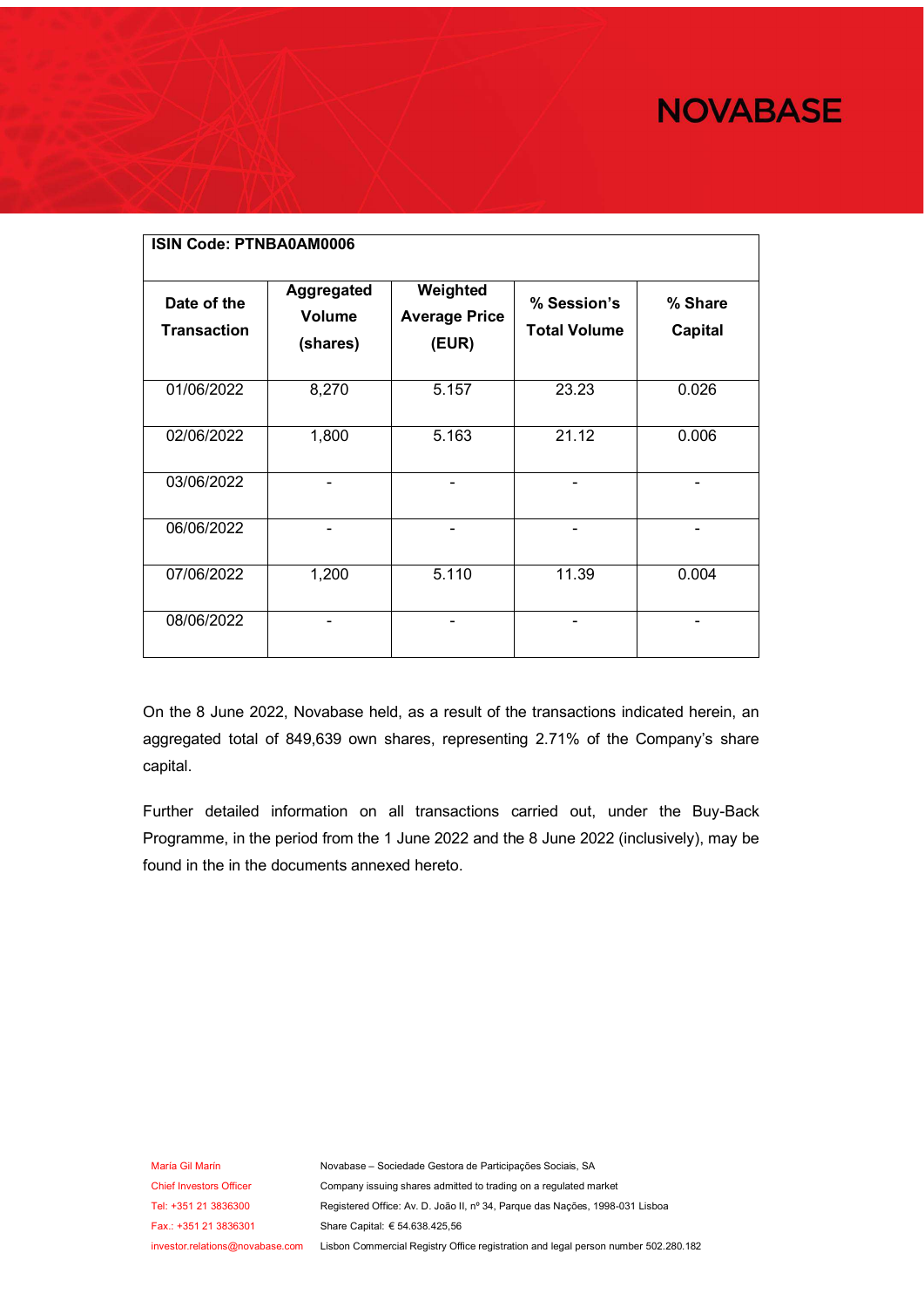| ISIN Code: PTNBA0AM0006 | | | | |
|---|---|---|---|---|
| **Date of the Transaction** | **Aggregated Volume (shares)** | **Weighted Average Price (EUR)** | **% Session's Total Volume** | **% Share Capital** |
| 01/06/2022 | 8,270 | 5.157 | 23.23 | 0.026 |
| 02/06/2022 | 1,800 | 5.163 | 21.12 | 0.006 |
| 03/06/2022 | - | - | - | - |
| 06/06/2022 | - | - | - | - |
| 07/06/2022 | 1,200 | 5.110 | 11.39 | 0.004 |
| 08/06/2022 | - | - | - | - |

On the 8 June 2022, Novabase held, as a result of the transactions indicated herein, an aggregated total of 849,639 own shares, representing 2.71% of the Company's share capital.

Further detailed information on all transactions carried out, under the Buy-Back Programme, in the period from the 1 June 2022 and the 8 June 2022 (inclusively), may be found in the in the documents annexed hereto.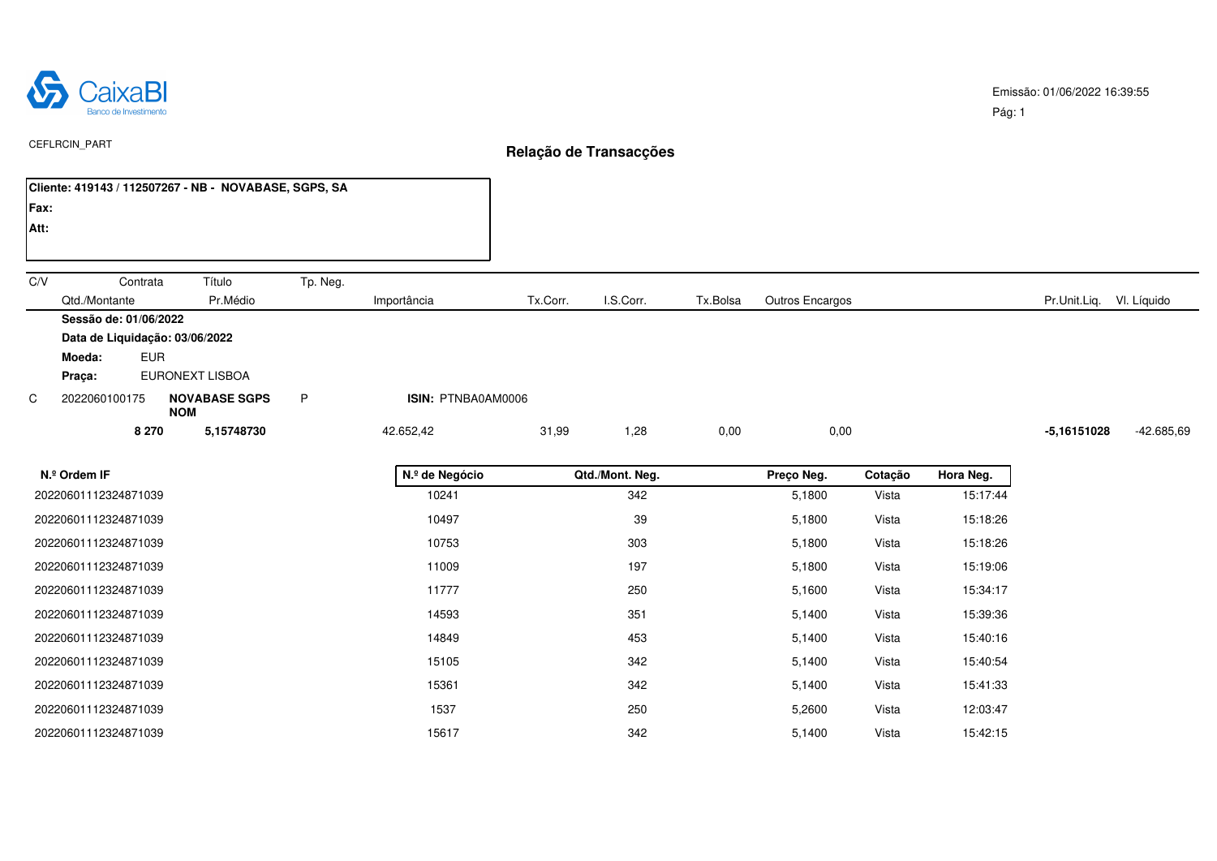CaixaBI
Banco de Investimento

Emissão: 01/06/2022 16:39:55

Pág: 1

CEFLRCIN_PART

# Relação de Transacções

**Cliente: 419143 / 112507267 - NB - NOVABASE, SGPS, SA**
**Fax:**
**Att:**

| C/V | Contrata | Título | Tp. Neg. | | | | | | | |
|---|---|---|---|---|---|---|---|---|---|---|
| | Qtd./Montante | Pr.Médio | | Importância | Tx.Corr. | I.S.Corr. | Tx.Bolsa | Outros Encargos | Pr.Unit.Liq. | Vl. Líquido |

**Sessão de: 01/06/2022**

**Data de Liquidação: 03/06/2022**

**Moeda:** EUR

**Praça:** EURONEXT LISBOA

| C/V | Contrata | Título | Tp. Neg. | | | | | | | |
|---|---|---|---|---|---|---|---|---|---|---|
| C | 2022060100175 | **NOVABASE SGPS NOM** | P | **ISIN:** PTNBA0AM0006 | | | | | | |
| | **8 270** | **5,15748730** | | 42.652,42 | 31,99 | 1,28 | 0,00 | 0,00 | **-5,16151028** | -42.685,69 |

| N.º Ordem IF | N.º de Negócio | Qtd./Mont. Neg. | Preço Neg. | Cotação | Hora Neg. |
|---|---|---|---|---|---|
| 20220601112324871039 | 10241 | 342 | 5,1800 | Vista | 15:17:44 |
| 20220601112324871039 | 10497 | 39 | 5,1800 | Vista | 15:18:26 |
| 20220601112324871039 | 10753 | 303 | 5,1800 | Vista | 15:18:26 |
| 20220601112324871039 | 11009 | 197 | 5,1800 | Vista | 15:19:06 |
| 20220601112324871039 | 11777 | 250 | 5,1600 | Vista | 15:34:17 |
| 20220601112324871039 | 14593 | 351 | 5,1400 | Vista | 15:39:36 |
| 20220601112324871039 | 14849 | 453 | 5,1400 | Vista | 15:40:16 |
| 20220601112324871039 | 15105 | 342 | 5,1400 | Vista | 15:40:54 |
| 20220601112324871039 | 15361 | 342 | 5,1400 | Vista | 15:41:33 |
| 20220601112324871039 | 1537 | 250 | 5,2600 | Vista | 12:03:47 |
| 20220601112324871039 | 15617 | 342 | 5,1400 | Vista | 15:42:15 |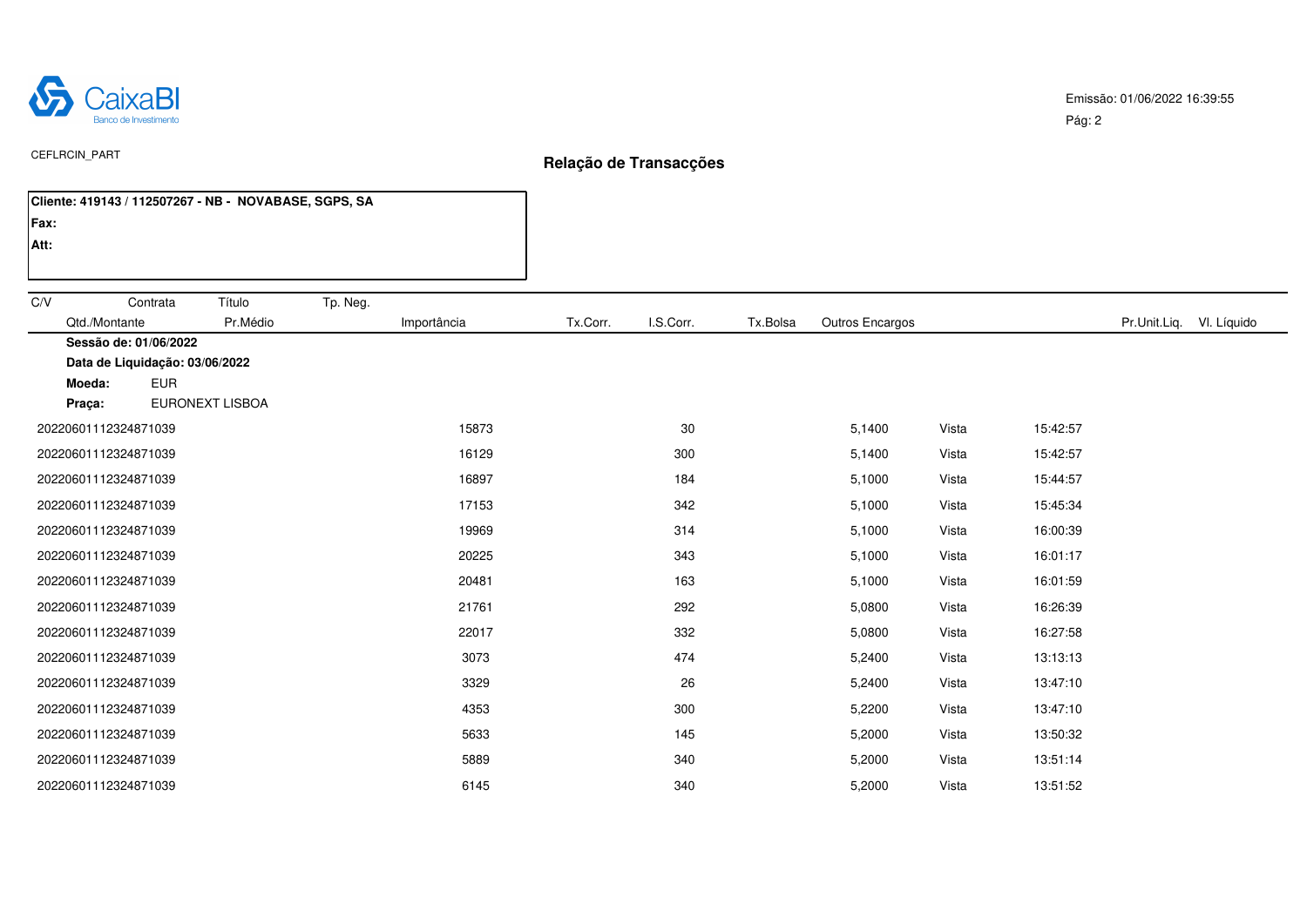CaixaBI
Banco de Investimento

Emissão: 01/06/2022 16:39:55

CEFLRCIN_PART

## Relação de Transacções

**Cliente: 419143 / 112507267 - NB - NOVABASE, SGPS, SA**
**Fax:**
**Att:**

| C/V | Contrata | Título | Tp. Neg. | | | | | | | |
|---|---|---|---|---|---|---|---|---|---|---|
| Qtd./Montante | Pr.Médio | Importância | Tx.Corr. | I.S.Corr. | Tx.Bolsa | Outros Encargos | | | Pr.Unit.Liq. | Vl. Líquido |

**Sessão de: 01/06/2022**
**Data de Liquidação: 03/06/2022**
**Moeda:** EUR
**Praça:** EURONEXT LISBOA

| | | | | | |
|---|---|---|---|---|---|
| 20220601112324871039 | 15873 | 30 | 5,1400 | Vista | 15:42:57 |
| 20220601112324871039 | 16129 | 300 | 5,1400 | Vista | 15:42:57 |
| 20220601112324871039 | 16897 | 184 | 5,1000 | Vista | 15:44:57 |
| 20220601112324871039 | 17153 | 342 | 5,1000 | Vista | 15:45:34 |
| 20220601112324871039 | 19969 | 314 | 5,1000 | Vista | 16:00:39 |
| 20220601112324871039 | 20225 | 343 | 5,1000 | Vista | 16:01:17 |
| 20220601112324871039 | 20481 | 163 | 5,1000 | Vista | 16:01:59 |
| 20220601112324871039 | 21761 | 292 | 5,0800 | Vista | 16:26:39 |
| 20220601112324871039 | 22017 | 332 | 5,0800 | Vista | 16:27:58 |
| 20220601112324871039 | 3073 | 474 | 5,2400 | Vista | 13:13:13 |
| 20220601112324871039 | 3329 | 26 | 5,2400 | Vista | 13:47:10 |
| 20220601112324871039 | 4353 | 300 | 5,2200 | Vista | 13:47:10 |
| 20220601112324871039 | 5633 | 145 | 5,2000 | Vista | 13:50:32 |
| 20220601112324871039 | 5889 | 340 | 5,2000 | Vista | 13:51:14 |
| 20220601112324871039 | 6145 | 340 | 5,2000 | Vista | 13:51:52 |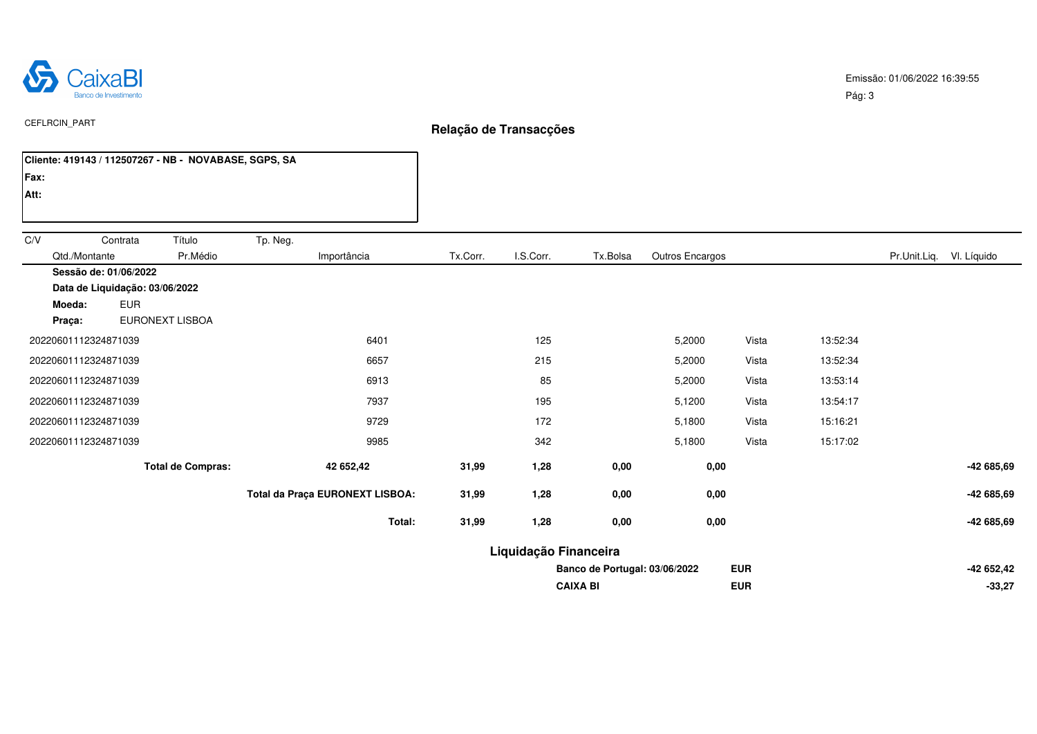CaixaBI
Banco de Investimento

Emissão: 01/06/2022 16:39:55

CEFLRCIN_PART

## Relação de Transacções

**Cliente: 419143 / 112507267 - NB - NOVABASE, SGPS, SA**
**Fax:**
**Att:**

| C/V | Contrata | Título | Tp. Neg. | | | | | | | | |
|---|---|---|---|---|---|---|---|---|---|---|---|
| Qtd./Montante | Pr.Médio | Importância | Tx.Corr. | I.S.Corr. | Tx.Bolsa | Outros Encargos | | | | Pr.Unit.Liq. | Vl. Líquido |

**Sessão de: 01/06/2022**
**Data de Liquidação: 03/06/2022**
**Moeda:** EUR
**Praça:** EURONEXT LISBOA

| | | | | | |
|---|---|---|---|---|---|
| 20220601112324871039 | 6401 | 125 | 5,2000 | Vista | 13:52:34 |
| 20220601112324871039 | 6657 | 215 | 5,2000 | Vista | 13:52:34 |
| 20220601112324871039 | 6913 | 85 | 5,2000 | Vista | 13:53:14 |
| 20220601112324871039 | 7937 | 195 | 5,1200 | Vista | 13:54:17 |
| 20220601112324871039 | 9729 | 172 | 5,1800 | Vista | 15:16:21 |
| 20220601112324871039 | 9985 | 342 | 5,1800 | Vista | 15:17:02 |

| | Importância | Tx.Corr. | I.S.Corr. | Tx.Bolsa | Outros Encargos | Vl. Líquido |
|---|---|---|---|---|---|---|
| **Total de Compras:** | **42 652,42** | **31,99** | **1,28** | **0,00** | **0,00** | **-42 685,69** |
| **Total da Praça EURONEXT LISBOA:** | | **31,99** | **1,28** | **0,00** | **0,00** | **-42 685,69** |
| **Total:** | | **31,99** | **1,28** | **0,00** | **0,00** | **-42 685,69** |

### Liquidação Financeira

| | | |
|---|---|---|
| **Banco de Portugal: 03/06/2022** | **EUR** | **-42 652,42** |
| **CAIXA BI** | **EUR** | **-33,27** |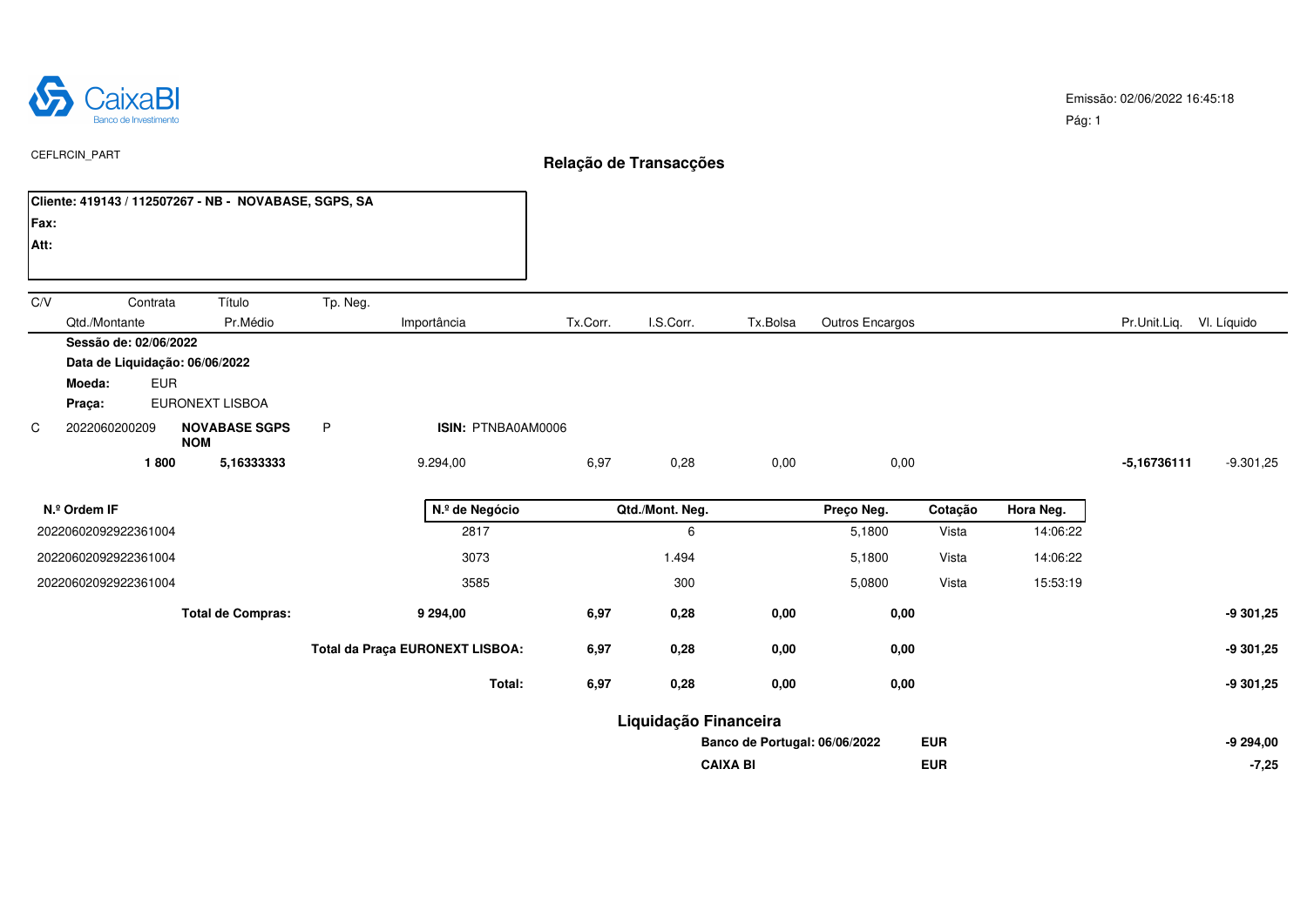CaixaBI
Banco de Investimento

Emissão: 02/06/2022 16:45:18

Pág: 1

CEFLRCIN_PART

## Relação de Transacções

**Cliente: 419143 / 112507267 - NB - NOVABASE, SGPS, SA**
**Fax:**
**Att:**

| C/V | Contrata / Qtd./Montante | Título / Pr.Médio | Tp. Neg. | Importância | Tx.Corr. | I.S.Corr. | Tx.Bolsa | Outros Encargos | Pr.Unit.Liq. | Vl. Líquido |
|---|---|---|---|---|---|---|---|---|---|---|
| | **Sessão de: 02/06/2022** | | | | | | | | | |
| | **Data de Liquidação: 06/06/2022** | | | | | | | | | |
| | **Moeda:** EUR | | | | | | | | | |
| | **Praça:** EURONEXT LISBOA | | | | | | | | | |
| C | 2022060200209 | **NOVABASE SGPS NOM** | P | **ISIN:** PTNBA0AM0006 | | | | | | |
| | **1 800** | **5,16333333** | | 9.294,00 | 6,97 | 0,28 | 0,00 | 0,00 | **-5,16736111** | -9.301,25 |

| N.º Ordem IF | N.º de Negócio | Qtd./Mont. Neg. | Preço Neg. | Cotação | Hora Neg. |
|---|---|---|---|---|---|
| 20220602092922361004 | 2817 | 6 | 5,1800 | Vista | 14:06:22 |
| 20220602092922361004 | 3073 | 1.494 | 5,1800 | Vista | 14:06:22 |
| 20220602092922361004 | 3585 | 300 | 5,0800 | Vista | 15:53:19 |

| | Importância | Tx.Corr. | I.S.Corr. | Tx.Bolsa | Outros Encargos | Vl. Líquido |
|---|---|---|---|---|---|---|
| **Total de Compras:** | **9 294,00** | **6,97** | **0,28** | **0,00** | **0,00** | **-9 301,25** |
| **Total da Praça EURONEXT LISBOA:** | | **6,97** | **0,28** | **0,00** | **0,00** | **-9 301,25** |
| **Total:** | | **6,97** | **0,28** | **0,00** | **0,00** | **-9 301,25** |

### Liquidação Financeira

| | Moeda | Valor |
|---|---|---|
| **Banco de Portugal: 06/06/2022** | **EUR** | **-9 294,00** |
| **CAIXA BI** | **EUR** | **-7,25** |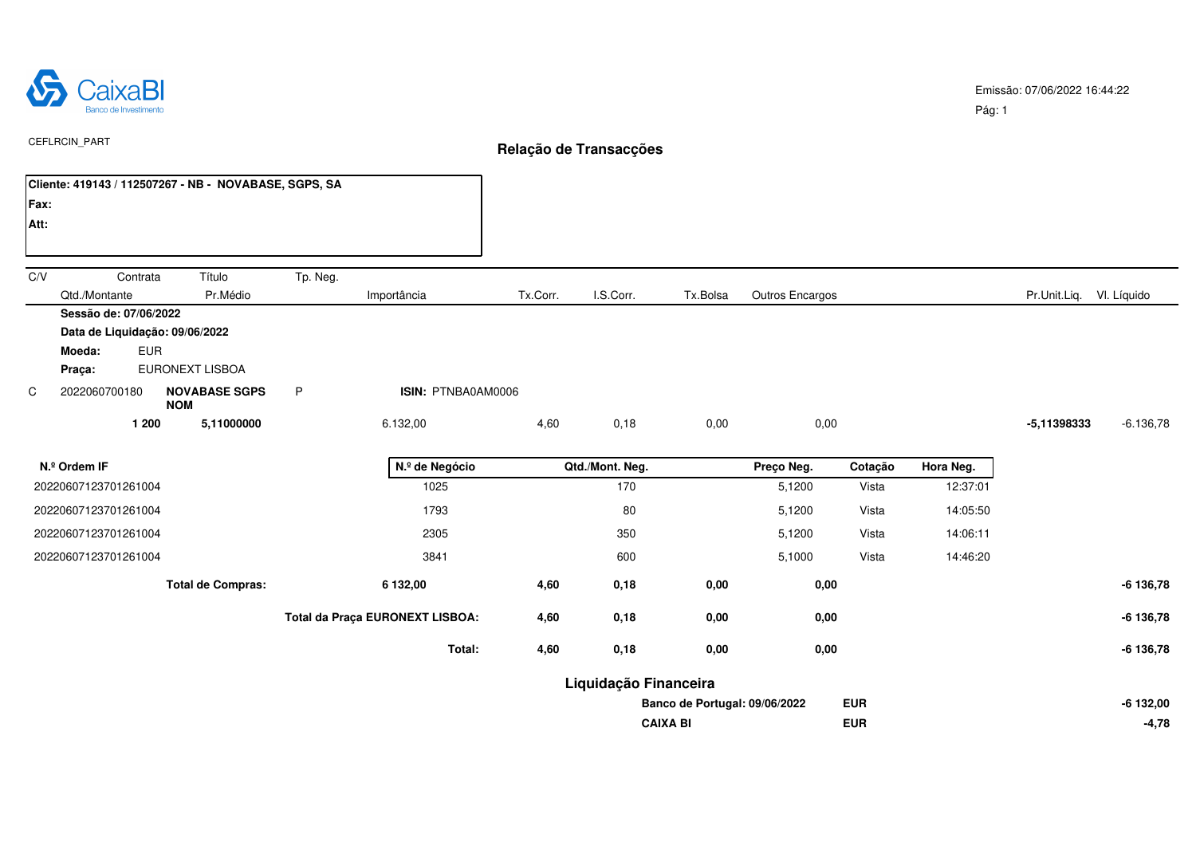CaixaBI
Banco de Investimento

Emissão: 07/06/2022 16:44:22
Pág: 1

CEFLRCIN_PART

# Relação de Transacções

**Cliente: 419143 / 112507267 - NB - NOVABASE, SGPS, SA**
**Fax:**
**Att:**

| C/V | Contrata | Título | Tp. Neg. | | | | | | | |
|---|---|---|---|---|---|---|---|---|---|---|
| | Qtd./Montante | Pr.Médio | | Importância | Tx.Corr. | I.S.Corr. | Tx.Bolsa | Outros Encargos | Pr.Unit.Liq. | Vl. Líquido |
| | **Sessão de: 07/06/2022** | | | | | | | | | |
| | **Data de Liquidação: 09/06/2022** | | | | | | | | | |
| | **Moeda:** EUR | | | | | | | | | |
| | **Praça:** EURONEXT LISBOA | | | | | | | | | |
| C | 2022060700180 | **NOVABASE SGPS NOM** | P | **ISIN:** PTNBA0AM0006 | | | | | | |
| | **1 200** | **5,11000000** | | 6.132,00 | 4,60 | 0,18 | 0,00 | 0,00 | **-5,11398333** | -6.136,78 |

| N.º Ordem IF | N.º de Negócio | Qtd./Mont. Neg. | Preço Neg. | Cotação | Hora Neg. |
|---|---|---|---|---|---|
| 20220607123701261004 | 1025 | 170 | 5,1200 | Vista | 12:37:01 |
| 20220607123701261004 | 1793 | 80 | 5,1200 | Vista | 14:05:50 |
| 20220607123701261004 | 2305 | 350 | 5,1200 | Vista | 14:06:11 |
| 20220607123701261004 | 3841 | 600 | 5,1000 | Vista | 14:46:20 |

| | Importância | Tx.Corr. | I.S.Corr. | Tx.Bolsa | Outros Encargos | Vl. Líquido |
|---|---|---|---|---|---|---|
| **Total de Compras:** | **6 132,00** | **4,60** | **0,18** | **0,00** | **0,00** | **-6 136,78** |
| **Total da Praça EURONEXT LISBOA:** | | **4,60** | **0,18** | **0,00** | **0,00** | **-6 136,78** |
| **Total:** | | **4,60** | **0,18** | **0,00** | **0,00** | **-6 136,78** |

## Liquidação Financeira

| | | |
|---|---|---|
| **Banco de Portugal: 09/06/2022** | **EUR** | **-6 132,00** |
| **CAIXA BI** | **EUR** | **-4,78** |